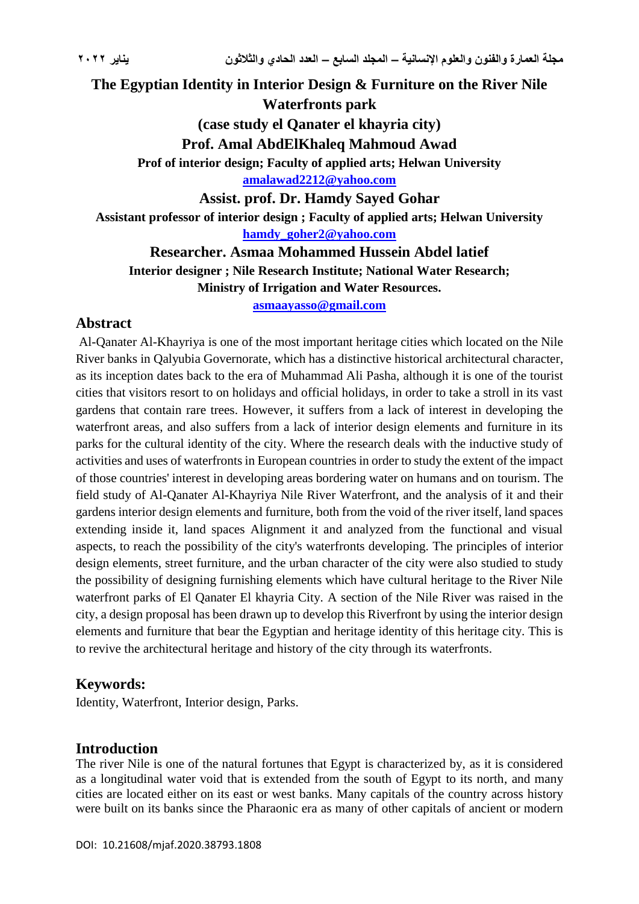# The Egyptian Identity in Interior Design & Furniture on the River Nile Waterfronts park

## (case study el Qanater el khayria city)

### Prof. Amal AbdElKhaleq Mahmoud Awad

**Prof of interior design; Faculty of applied arts; Helwan University**

amalawad2212@yahoo.com

### Assist. prof. Dr. Hamdy Sayed Gohar

**Assistant professor of interior design ; Faculty of applied arts; Helwan University**

hamdy_goher2@yahoo.com

### Researcher. Asmaa Mohammed Hussein Abdel latief

**Interior designer ; Nile Research Institute; National Water Research; Ministry of Irrigation and Water Resources.**

asmaayasso@gmail.com

## Abstract

Al-Qanater Al-Khayriya is one of the most important heritage cities which located on the Nile River banks in Qalyubia Governorate, which has a distinctive historical architectural character, as its inception dates back to the era of Muhammad Ali Pasha, although it is one of the tourist cities that visitors resort to on holidays and official holidays, in order to take a stroll in its vast gardens that contain rare trees. However, it suffers from a lack of interest in developing the waterfront areas, and also suffers from a lack of interior design elements and furniture in its parks for the cultural identity of the city. Where the research deals with the inductive study of activities and uses of waterfronts in European countries in order to study the extent of the impact of those countries' interest in developing areas bordering water on humans and on tourism. The field study of Al-Qanater Al-Khayriya Nile River Waterfront, and the analysis of it and their gardens interior design elements and furniture, both from the void of the river itself, land spaces extending inside it, land spaces Alignment it and analyzed from the functional and visual aspects, to reach the possibility of the city's waterfronts developing. The principles of interior design elements, street furniture, and the urban character of the city were also studied to study the possibility of designing furnishing elements which have cultural heritage to the River Nile waterfront parks of El Qanater El khayria City. A section of the Nile River was raised in the city, a design proposal has been drawn up to develop this Riverfront by using the interior design elements and furniture that bear the Egyptian and heritage identity of this heritage city. This is to revive the architectural heritage and history of the city through its waterfronts.

## Keywords:

Identity, Waterfront, Interior design, Parks.

## Introduction

The river Nile is one of the natural fortunes that Egypt is characterized by, as it is considered as a longitudinal water void that is extended from the south of Egypt to its north, and many cities are located either on its east or west banks. Many capitals of the country across history were built on its banks since the Pharaonic era as many of other capitals of ancient or modern

DOI: 10.21608/mjaf.2020.38793.1808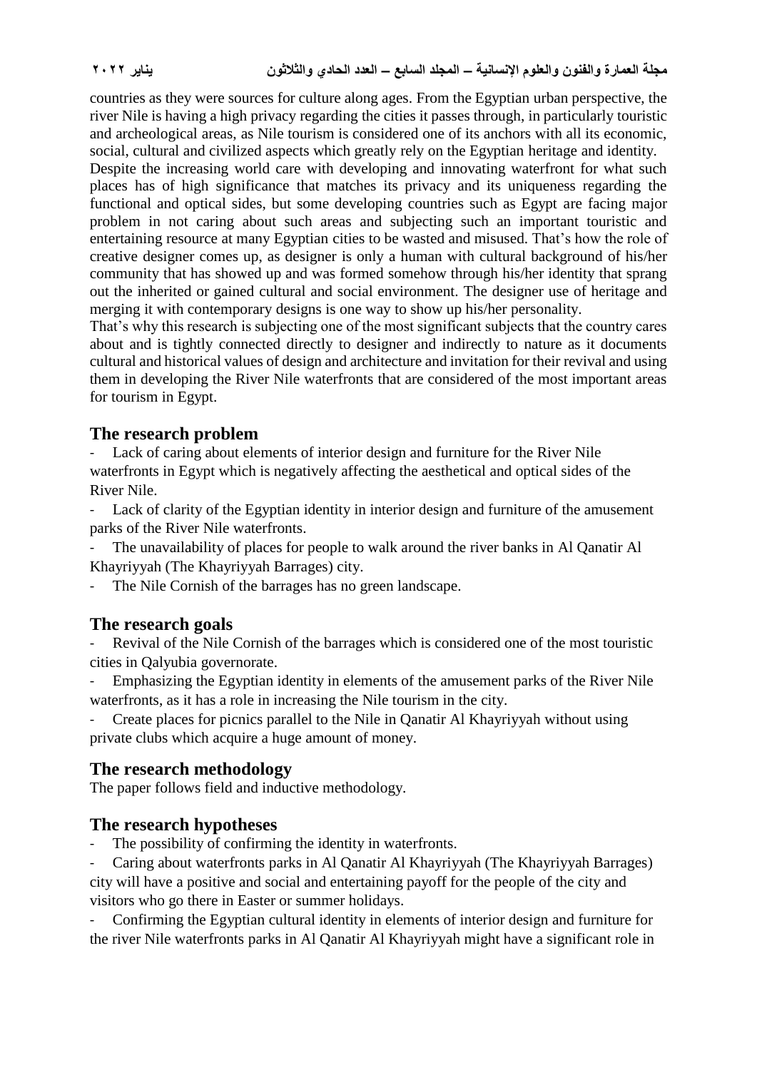countries as they were sources for culture along ages. From the Egyptian urban perspective, the river Nile is having a high privacy regarding the cities it passes through, in particularly touristic and archeological areas, as Nile tourism is considered one of its anchors with all its economic, social, cultural and civilized aspects which greatly rely on the Egyptian heritage and identity.
Despite the increasing world care with developing and innovating waterfront for what such places has of high significance that matches its privacy and its uniqueness regarding the functional and optical sides, but some developing countries such as Egypt are facing major problem in not caring about such areas and subjecting such an important touristic and entertaining resource at many Egyptian cities to be wasted and misused. That's how the role of creative designer comes up, as designer is only a human with cultural background of his/her community that has showed up and was formed somehow through his/her identity that sprang out the inherited or gained cultural and social environment. The designer use of heritage and merging it with contemporary designs is one way to show up his/her personality.
That's why this research is subjecting one of the most significant subjects that the country cares about and is tightly connected directly to designer and indirectly to nature as it documents cultural and historical values of design and architecture and invitation for their revival and using them in developing the River Nile waterfronts that are considered of the most important areas for tourism in Egypt.

## The research problem

- Lack of caring about elements of interior design and furniture for the River Nile waterfronts in Egypt which is negatively affecting the aesthetical and optical sides of the River Nile.
- Lack of clarity of the Egyptian identity in interior design and furniture of the amusement parks of the River Nile waterfronts.
- The unavailability of places for people to walk around the river banks in Al Qanatir Al Khayriyyah (The Khayriyyah Barrages) city.
- The Nile Cornish of the barrages has no green landscape.

## The research goals

- Revival of the Nile Cornish of the barrages which is considered one of the most touristic cities in Qalyubia governorate.
- Emphasizing the Egyptian identity in elements of the amusement parks of the River Nile waterfronts, as it has a role in increasing the Nile tourism in the city.
- Create places for picnics parallel to the Nile in Qanatir Al Khayriyyah without using private clubs which acquire a huge amount of money.

## The research methodology

The paper follows field and inductive methodology.

## The research hypotheses

- The possibility of confirming the identity in waterfronts.
- Caring about waterfronts parks in Al Qanatir Al Khayriyyah (The Khayriyyah Barrages) city will have a positive and social and entertaining payoff for the people of the city and visitors who go there in Easter or summer holidays.
- Confirming the Egyptian cultural identity in elements of interior design and furniture for the river Nile waterfronts parks in Al Qanatir Al Khayriyyah might have a significant role in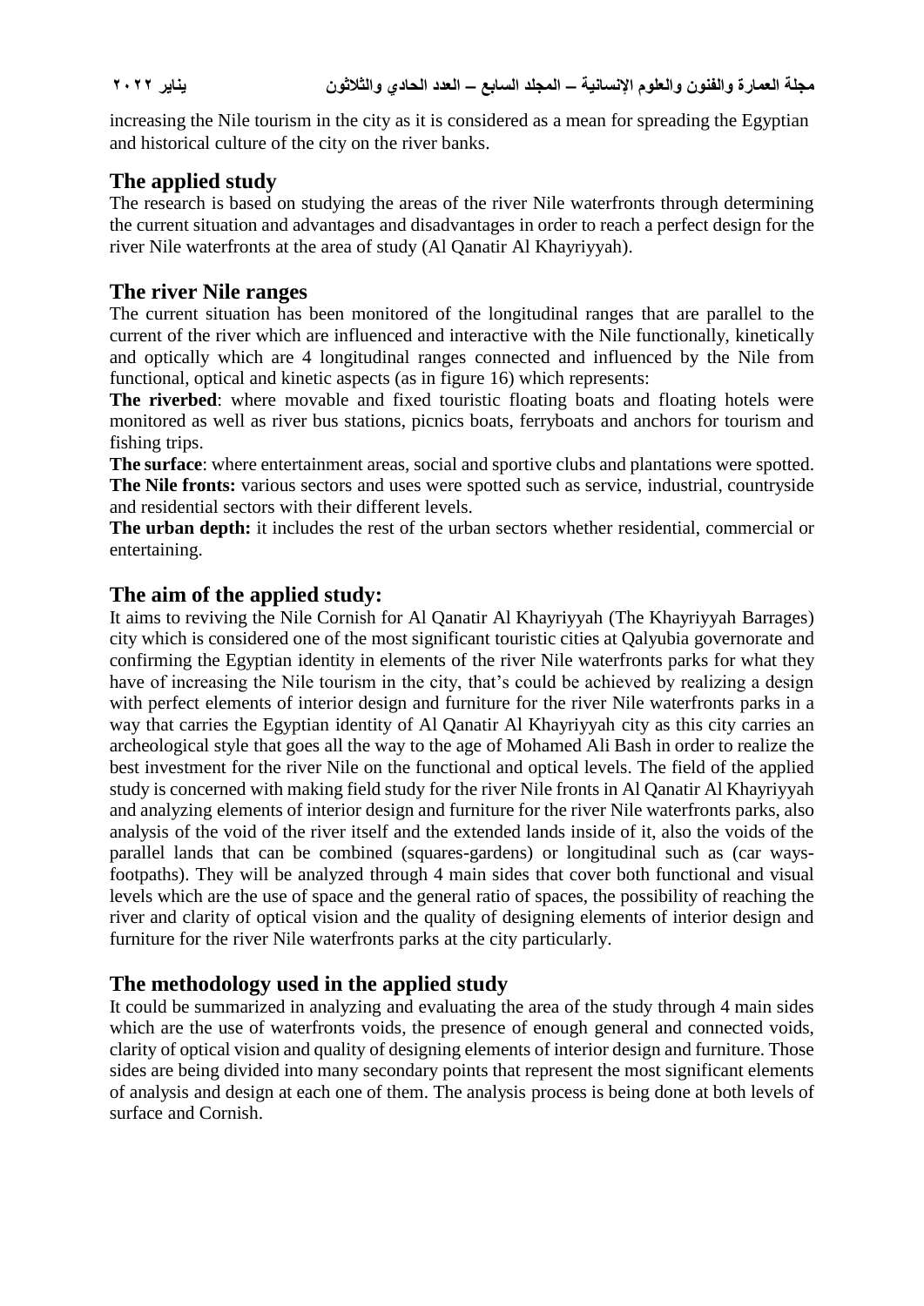increasing the Nile tourism in the city as it is considered as a mean for spreading the Egyptian and historical culture of the city on the river banks.

## The applied study

The research is based on studying the areas of the river Nile waterfronts through determining the current situation and advantages and disadvantages in order to reach a perfect design for the river Nile waterfronts at the area of study (Al Qanatir Al Khayriyyah).

## The river Nile ranges

The current situation has been monitored of the longitudinal ranges that are parallel to the current of the river which are influenced and interactive with the Nile functionally, kinetically and optically which are 4 longitudinal ranges connected and influenced by the Nile from functional, optical and kinetic aspects (as in figure 16) which represents:

**The riverbed**: where movable and fixed touristic floating boats and floating hotels were monitored as well as river bus stations, picnics boats, ferryboats and anchors for tourism and fishing trips.

**The surface**: where entertainment areas, social and sportive clubs and plantations were spotted.

**The Nile fronts:** various sectors and uses were spotted such as service, industrial, countryside and residential sectors with their different levels.

**The urban depth:** it includes the rest of the urban sectors whether residential, commercial or entertaining.

## The aim of the applied study:

It aims to reviving the Nile Cornish for Al Qanatir Al Khayriyyah (The Khayriyyah Barrages) city which is considered one of the most significant touristic cities at Qalyubia governorate and confirming the Egyptian identity in elements of the river Nile waterfronts parks for what they have of increasing the Nile tourism in the city, that's could be achieved by realizing a design with perfect elements of interior design and furniture for the river Nile waterfronts parks in a way that carries the Egyptian identity of Al Qanatir Al Khayriyyah city as this city carries an archeological style that goes all the way to the age of Mohamed Ali Bash in order to realize the best investment for the river Nile on the functional and optical levels. The field of the applied study is concerned with making field study for the river Nile fronts in Al Qanatir Al Khayriyyah and analyzing elements of interior design and furniture for the river Nile waterfronts parks, also analysis of the void of the river itself and the extended lands inside of it, also the voids of the parallel lands that can be combined (squares-gardens) or longitudinal such as (car ways-footpaths). They will be analyzed through 4 main sides that cover both functional and visual levels which are the use of space and the general ratio of spaces, the possibility of reaching the river and clarity of optical vision and the quality of designing elements of interior design and furniture for the river Nile waterfronts parks at the city particularly.

## The methodology used in the applied study

It could be summarized in analyzing and evaluating the area of the study through 4 main sides which are the use of waterfronts voids, the presence of enough general and connected voids, clarity of optical vision and quality of designing elements of interior design and furniture. Those sides are being divided into many secondary points that represent the most significant elements of analysis and design at each one of them. The analysis process is being done at both levels of surface and Cornish.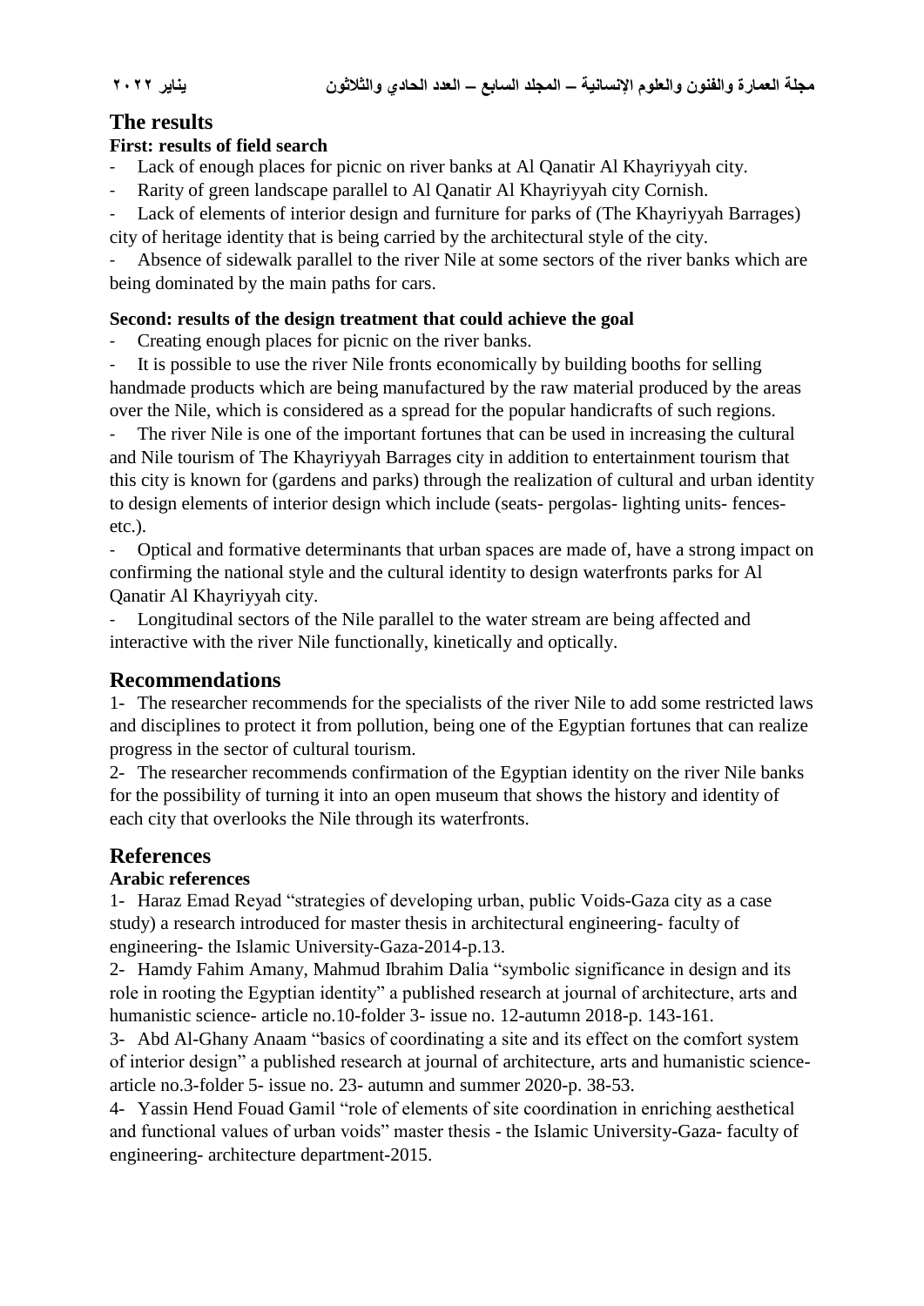## The results

### First: results of field search

- Lack of enough places for picnic on river banks at Al Qanatir Al Khayriyyah city.
- Rarity of green landscape parallel to Al Qanatir Al Khayriyyah city Cornish.
- Lack of elements of interior design and furniture for parks of (The Khayriyyah Barrages) city of heritage identity that is being carried by the architectural style of the city.
- Absence of sidewalk parallel to the river Nile at some sectors of the river banks which are being dominated by the main paths for cars.

### Second: results of the design treatment that could achieve the goal

- Creating enough places for picnic on the river banks.
- It is possible to use the river Nile fronts economically by building booths for selling handmade products which are being manufactured by the raw material produced by the areas over the Nile, which is considered as a spread for the popular handicrafts of such regions.
- The river Nile is one of the important fortunes that can be used in increasing the cultural and Nile tourism of The Khayriyyah Barrages city in addition to entertainment tourism that this city is known for (gardens and parks) through the realization of cultural and urban identity to design elements of interior design which include (seats- pergolas- lighting units- fences- etc.).
- Optical and formative determinants that urban spaces are made of, have a strong impact on confirming the national style and the cultural identity to design waterfronts parks for Al Qanatir Al Khayriyyah city.
- Longitudinal sectors of the Nile parallel to the water stream are being affected and interactive with the river Nile functionally, kinetically and optically.

## Recommendations

1- The researcher recommends for the specialists of the river Nile to add some restricted laws and disciplines to protect it from pollution, being one of the Egyptian fortunes that can realize progress in the sector of cultural tourism.

2- The researcher recommends confirmation of the Egyptian identity on the river Nile banks for the possibility of turning it into an open museum that shows the history and identity of each city that overlooks the Nile through its waterfronts.

## References

### Arabic references

1- Haraz Emad Reyad "strategies of developing urban, public Voids-Gaza city as a case study) a research introduced for master thesis in architectural engineering- faculty of engineering- the Islamic University-Gaza-2014-p.13.

2- Hamdy Fahim Amany, Mahmud Ibrahim Dalia "symbolic significance in design and its role in rooting the Egyptian identity" a published research at journal of architecture, arts and humanistic science- article no.10-folder 3- issue no. 12-autumn 2018-p. 143-161.

3- Abd Al-Ghany Anaam "basics of coordinating a site and its effect on the comfort system of interior design" a published research at journal of architecture, arts and humanistic science- article no.3-folder 5- issue no. 23- autumn and summer 2020-p. 38-53.

4- Yassin Hend Fouad Gamil "role of elements of site coordination in enriching aesthetical and functional values of urban voids" master thesis - the Islamic University-Gaza- faculty of engineering- architecture department-2015.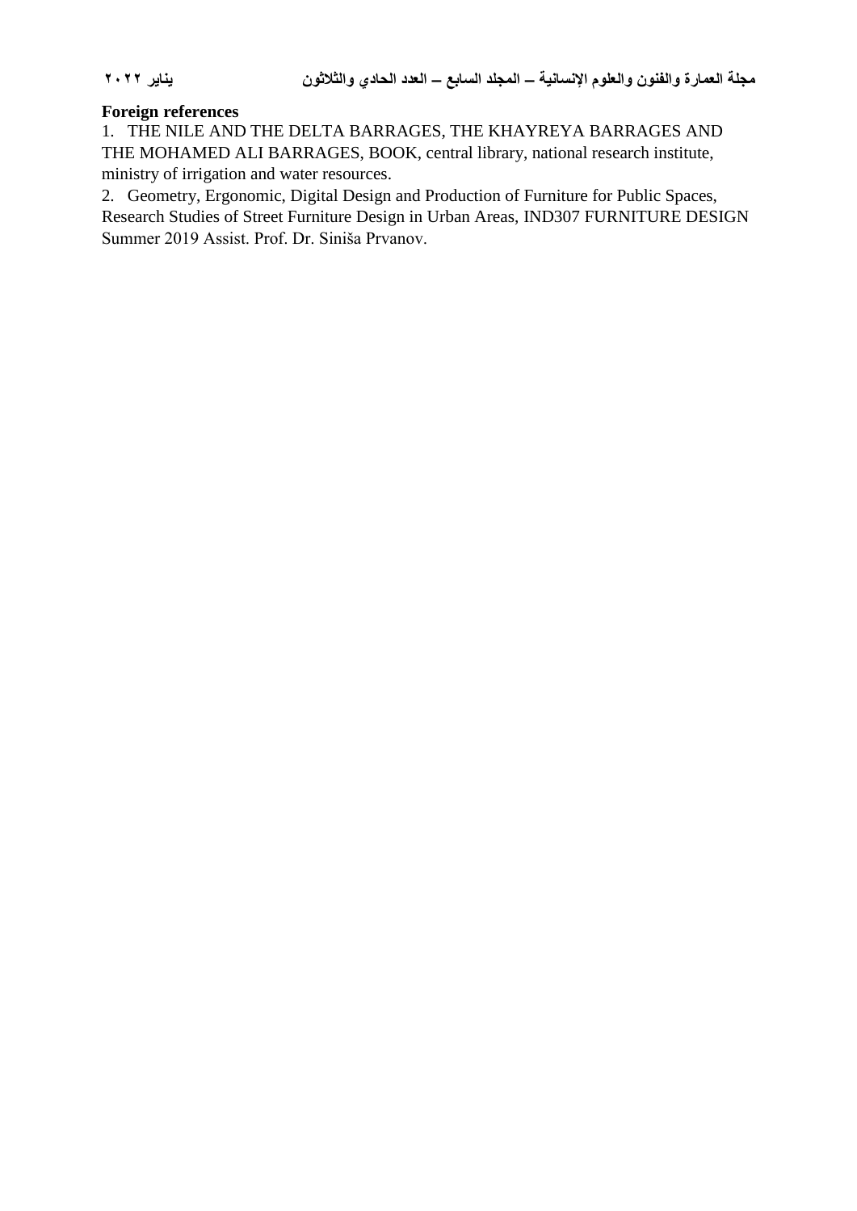**Foreign references**

1. THE NILE AND THE DELTA BARRAGES, THE KHAYREYA BARRAGES AND THE MOHAMED ALI BARRAGES, BOOK, central library, national research institute, ministry of irrigation and water resources.
2. Geometry, Ergonomic, Digital Design and Production of Furniture for Public Spaces, Research Studies of Street Furniture Design in Urban Areas, IND307 FURNITURE DESIGN Summer 2019 Assist. Prof. Dr. Siniša Prvanov.